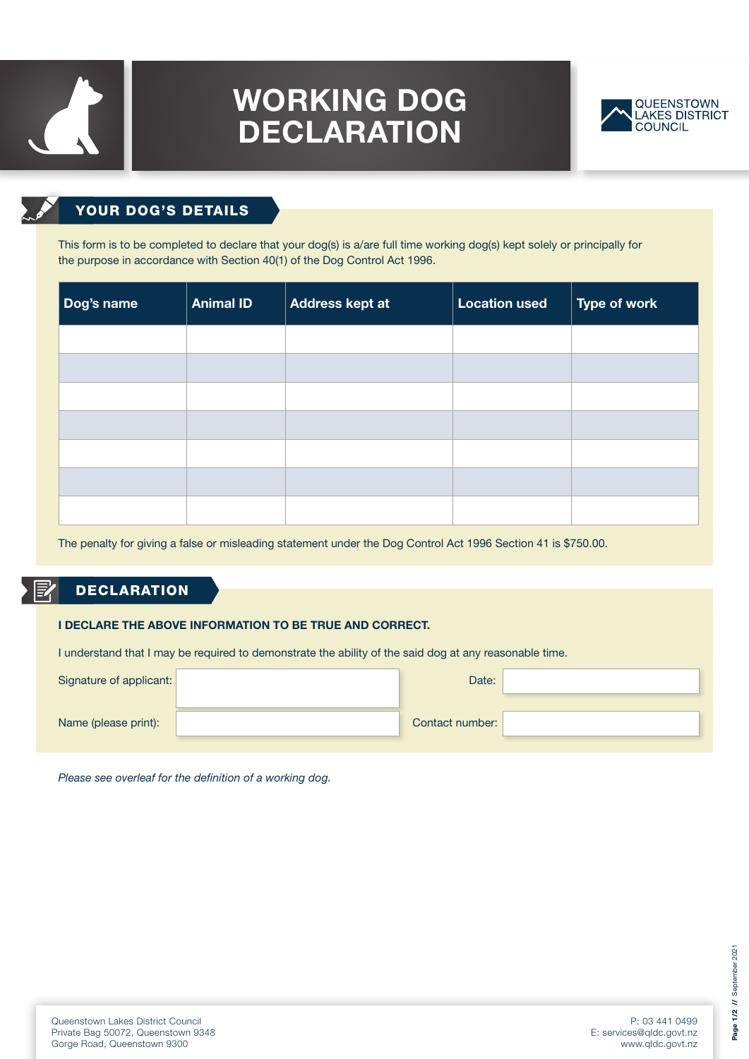# WORKING DOG DECLARATION

QUEENSTOWN LAKES DISTRICT COUNCIL

## YOUR DOG'S DETAILS

This form is to be completed to declare that your dog(s) is a/are full time working dog(s) kept solely or principally for the purpose in accordance with Section 40(1) of the Dog Control Act 1996.

| Dog's name | Animal ID | Address kept at | Location used | Type of work |
|---|---|---|---|---|
| | | | | |
| | | | | |
| | | | | |
| | | | | |
| | | | | |
| | | | | |
| | | | | |

The penalty for giving a false or misleading statement under the Dog Control Act 1996 Section 41 is $750.00.

## DECLARATION

**I DECLARE THE ABOVE INFORMATION TO BE TRUE AND CORRECT.**

I understand that I may be required to demonstrate the ability of the said dog at any reasonable time.

Signature of applicant: \_\_\_\_\_\_\_\_\_\_ Date: \_\_\_\_\_\_\_\_\_\_

Name (please print): \_\_\_\_\_\_\_\_\_\_ Contact number: \_\_\_\_\_\_\_\_\_\_

*Please see overleaf for the definition of a working dog.*

Queenstown Lakes District Council
Private Bag 50072, Queenstown 9348
Gorge Road, Queenstown 9300

P: 03 441 0499
E: services@qldc.govt.nz
www.qldc.govt.nz

September 2021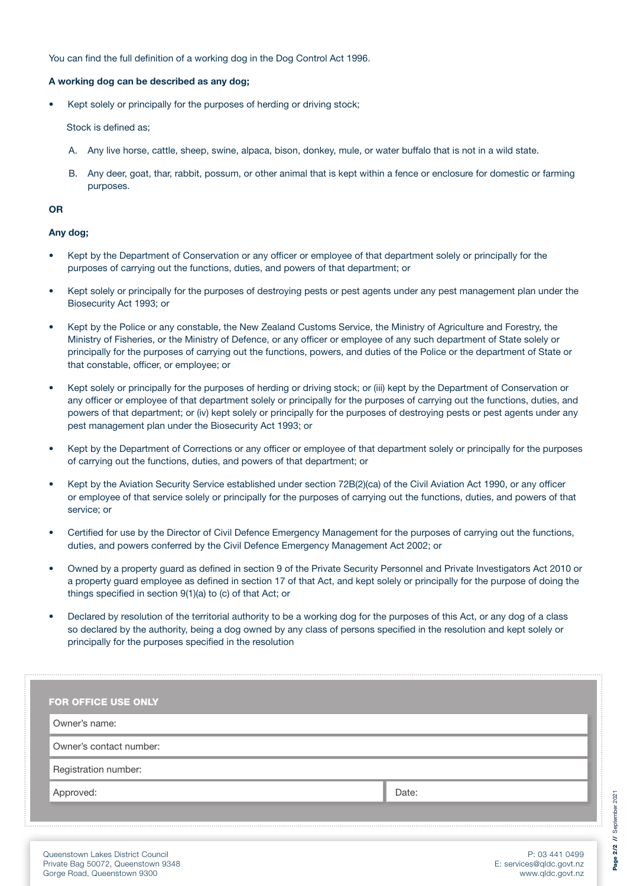You can find the full definition of a working dog in the Dog Control Act 1996.

**A working dog can be described as any dog;**

- Kept solely or principally for the purposes of herding or driving stock;

  Stock is defined as;

  A. Any live horse, cattle, sheep, swine, alpaca, bison, donkey, mule, or water buffalo that is not in a wild state.

  B. Any deer, goat, thar, rabbit, possum, or other animal that is kept within a fence or enclosure for domestic or farming purposes.

**OR**

**Any dog;**

- Kept by the Department of Conservation or any officer or employee of that department solely or principally for the purposes of carrying out the functions, duties, and powers of that department; or
- Kept solely or principally for the purposes of destroying pests or pest agents under any pest management plan under the Biosecurity Act 1993; or
- Kept by the Police or any constable, the New Zealand Customs Service, the Ministry of Agriculture and Forestry, the Ministry of Fisheries, or the Ministry of Defence, or any officer or employee of any such department of State solely or principally for the purposes of carrying out the functions, powers, and duties of the Police or the department of State or that constable, officer, or employee; or
- Kept solely or principally for the purposes of herding or driving stock; or (iii) kept by the Department of Conservation or any officer or employee of that department solely or principally for the purposes of carrying out the functions, duties, and powers of that department; or (iv) kept solely or principally for the purposes of destroying pests or pest agents under any pest management plan under the Biosecurity Act 1993; or
- Kept by the Department of Corrections or any officer or employee of that department solely or principally for the purposes of carrying out the functions, duties, and powers of that department; or
- Kept by the Aviation Security Service established under section 72B(2)(ca) of the Civil Aviation Act 1990, or any officer or employee of that service solely or principally for the purposes of carrying out the functions, duties, and powers of that service; or
- Certified for use by the Director of Civil Defence Emergency Management for the purposes of carrying out the functions, duties, and powers conferred by the Civil Defence Emergency Management Act 2002; or
- Owned by a property guard as defined in section 9 of the Private Security Personnel and Private Investigators Act 2010 or a property guard employee as defined in section 17 of that Act, and kept solely or principally for the purpose of doing the things specified in section 9(1)(a) to (c) of that Act; or
- Declared by resolution of the territorial authority to be a working dog for the purposes of this Act, or any dog of a class so declared by the authority, being a dog owned by any class of persons specified in the resolution and kept solely or principally for the purposes specified in the resolution

**FOR OFFICE USE ONLY**

| | |
|---|---|
| Owner's name: | |
| Owner's contact number: | |
| Registration number: | |
| Approved: | Date: |

Queenstown Lakes District Council
Private Bag 50072, Queenstown 9348
Gorge Road, Queenstown 9300

P: 03 441 0499
E: services@qldc.govt.nz
www.qldc.govt.nz